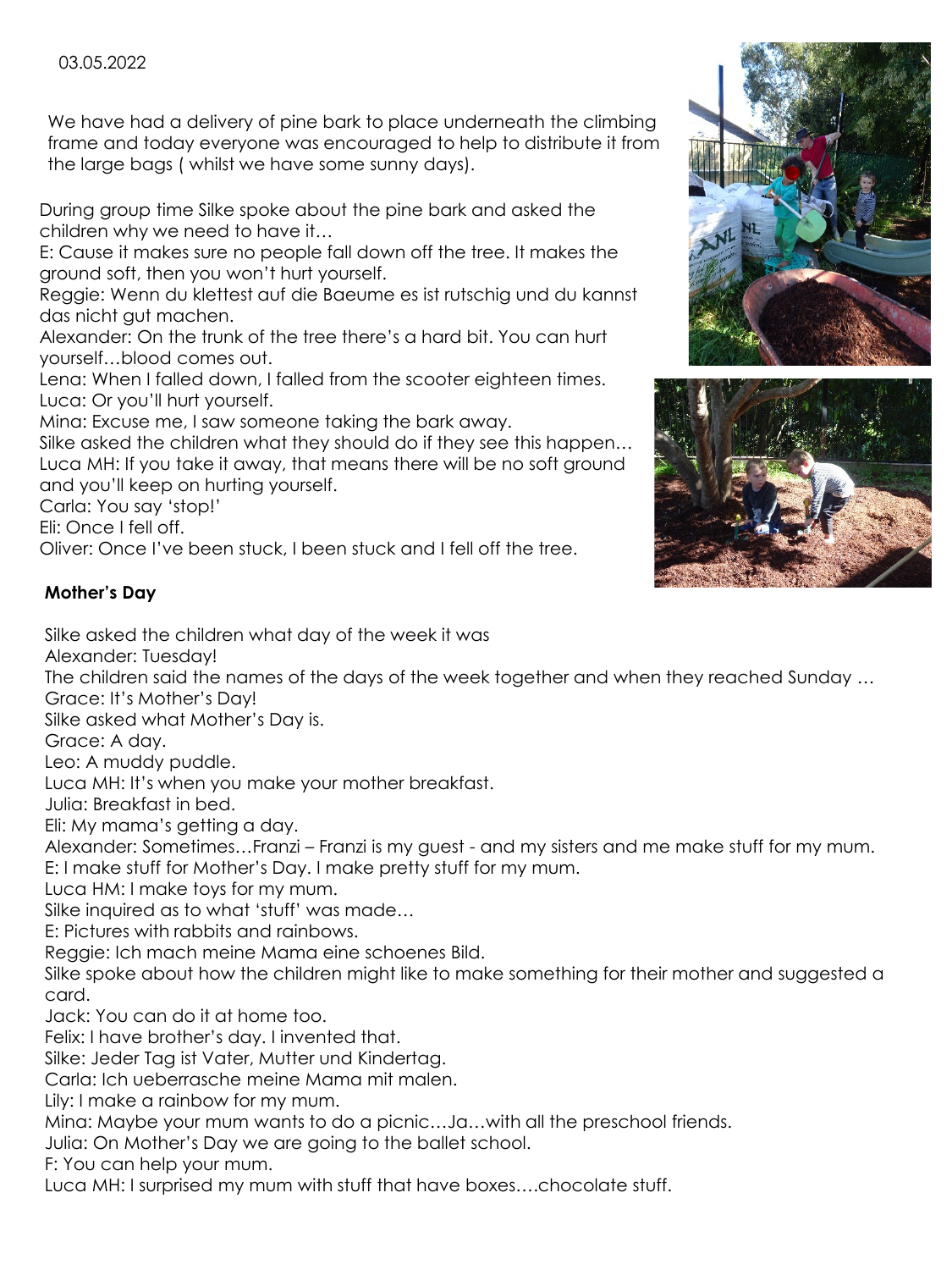03.05.2022

We have had a delivery of pine bark to place underneath the climbing frame and today everyone was encouraged to help to distribute it from the large bags ( whilst we have some sunny days).

During group time Silke spoke about the pine bark and asked the children why we need to have it…
E: Cause it makes sure no people fall down off the tree. It makes the ground soft, then you won't hurt yourself.
Reggie: Wenn du klettest auf die Baeume es ist rutschig und du kannst das nicht gut machen.
Alexander: On the trunk of the tree there's a hard bit. You can hurt yourself…blood comes out.
Lena: When I falled down, I falled from the scooter eighteen times.
Luca: Or you'll hurt yourself.
Mina: Excuse me, I saw someone taking the bark away.
Silke asked the children what they should do if they see this happen…
Luca MH: If you take it away, that means there will be no soft ground and you'll keep on hurting yourself.
Carla: You say 'stop!'
Eli: Once I fell off.
Oliver: Once I've been stuck, I been stuck and I fell off the tree.

**Mother's Day**

Silke asked the children what day of the week it was
Alexander: Tuesday!
The children said the names of the days of the week together and when they reached Sunday …
Grace: It's Mother's Day!
Silke asked what Mother's Day is.
Grace: A day.
Leo: A muddy puddle.
Luca MH: It's when you make your mother breakfast.
Julia: Breakfast in bed.
Eli: My mama's getting a day.
Alexander: Sometimes…Franzi – Franzi is my guest - and my sisters and me make stuff for my mum.
E: I make stuff for Mother's Day. I make pretty stuff for my mum.
Luca HM: I make toys for my mum.
Silke inquired as to what 'stuff' was made…
E: Pictures with rabbits and rainbows.
Reggie: Ich mach meine Mama eine schoenes Bild.
Silke spoke about how the children might like to make something for their mother and suggested a card.
Jack: You can do it at home too.
Felix: I have brother's day. I invented that.
Silke: Jeder Tag ist Vater, Mutter und Kindertag.
Carla: Ich ueberrasche meine Mama mit malen.
Lily: I make a rainbow for my mum.
Mina: Maybe your mum wants to do a picnic…Ja…with all the preschool friends.
Julia: On Mother's Day we are going to the ballet school.
F: You can help your mum.
Luca MH: I surprised my mum with stuff that have boxes….chocolate stuff.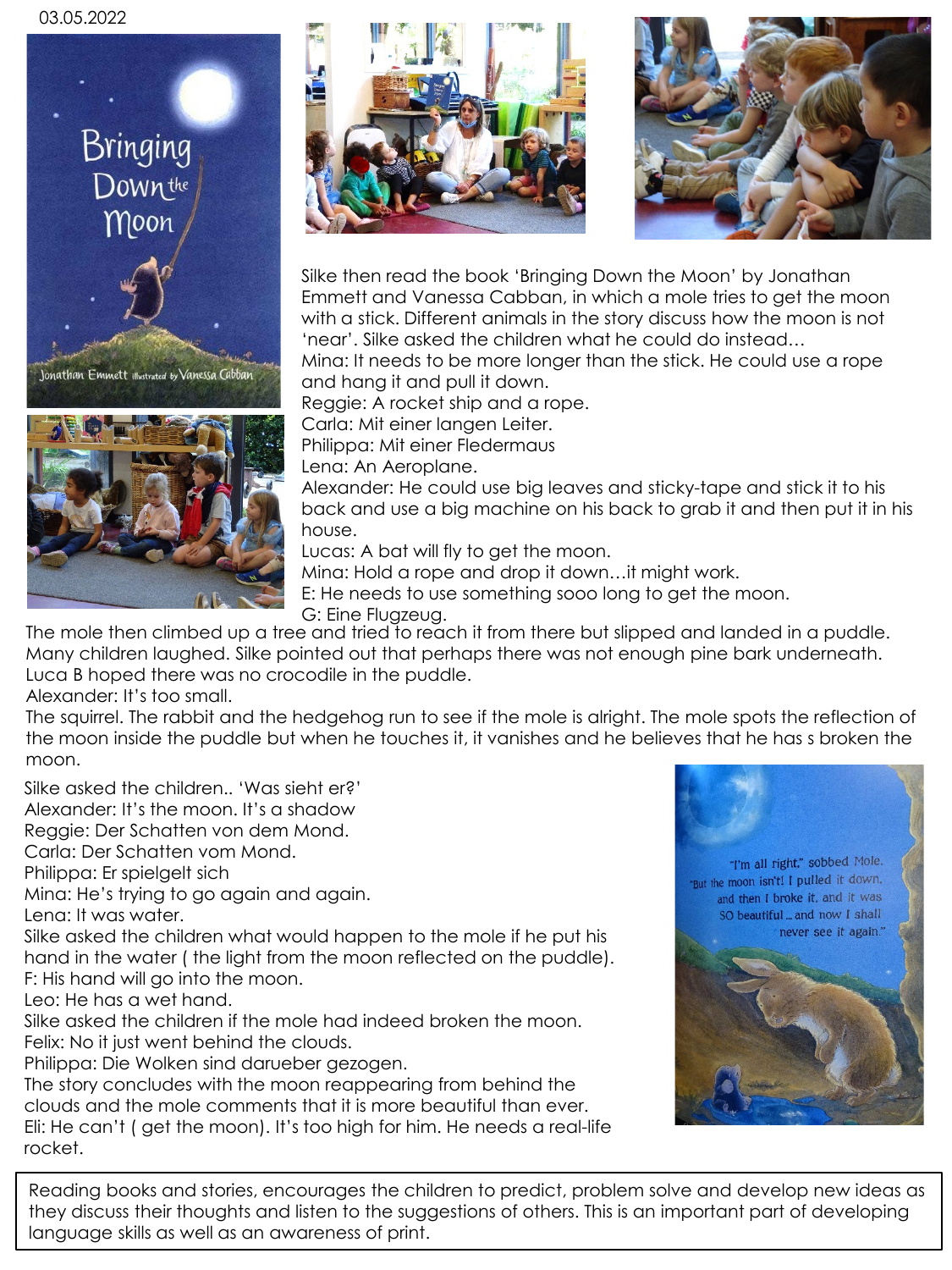03.05.2022

Silke then read the book 'Bringing Down the Moon' by Jonathan Emmett and Vanessa Cabban, in which a mole tries to get the moon with a stick. Different animals in the story discuss how the moon is not 'near'. Silke asked the children what he could do instead…

Mina: It needs to be more longer than the stick. He could use a rope and hang it and pull it down.
Reggie: A rocket ship and a rope.
Carla: Mit einer langen Leiter.
Philippa: Mit einer Fledermaus
Lena: An Aeroplane.
Alexander: He could use big leaves and sticky-tape and stick it to his back and use a big machine on his back to grab it and then put it in his house.
Lucas: A bat will fly to get the moon.
Mina: Hold a rope and drop it down…it might work.
E: He needs to use something sooo long to get the moon.
G: Eine Flugzeug.

The mole then climbed up a tree and tried to reach it from there but slipped and landed in a puddle. Many children laughed. Silke pointed out that perhaps there was not enough pine bark underneath. Luca B hoped there was no crocodile in the puddle.
Alexander: It's too small.
The squirrel. The rabbit and the hedgehog run to see if the mole is alright. The mole spots the reflection of the moon inside the puddle but when he touches it, it vanishes and he believes that he has s broken the moon.

Silke asked the children.. 'Was sieht er?'
Alexander: It's the moon. It's a shadow
Reggie: Der Schatten von dem Mond.
Carla: Der Schatten vom Mond.
Philippa: Er spielgelt sich
Mina: He's trying to go again and again.
Lena: It was water.
Silke asked the children what would happen to the mole if he put his hand in the water ( the light from the moon reflected on the puddle).
F: His hand will go into the moon.
Leo: He has a wet hand.
Silke asked the children if the mole had indeed broken the moon.
Felix: No it just went behind the clouds.
Philippa: Die Wolken sind darueber gezogen.
The story concludes with the moon reappearing from behind the clouds and the mole comments that it is more beautiful than ever.
Eli: He can't ( get the moon). It's too high for him. He needs a real-life rocket.

Reading books and stories, encourages the children to predict, problem solve and develop new ideas as they discuss their thoughts and listen to the suggestions of others. This is an important part of developing language skills as well as an awareness of print.